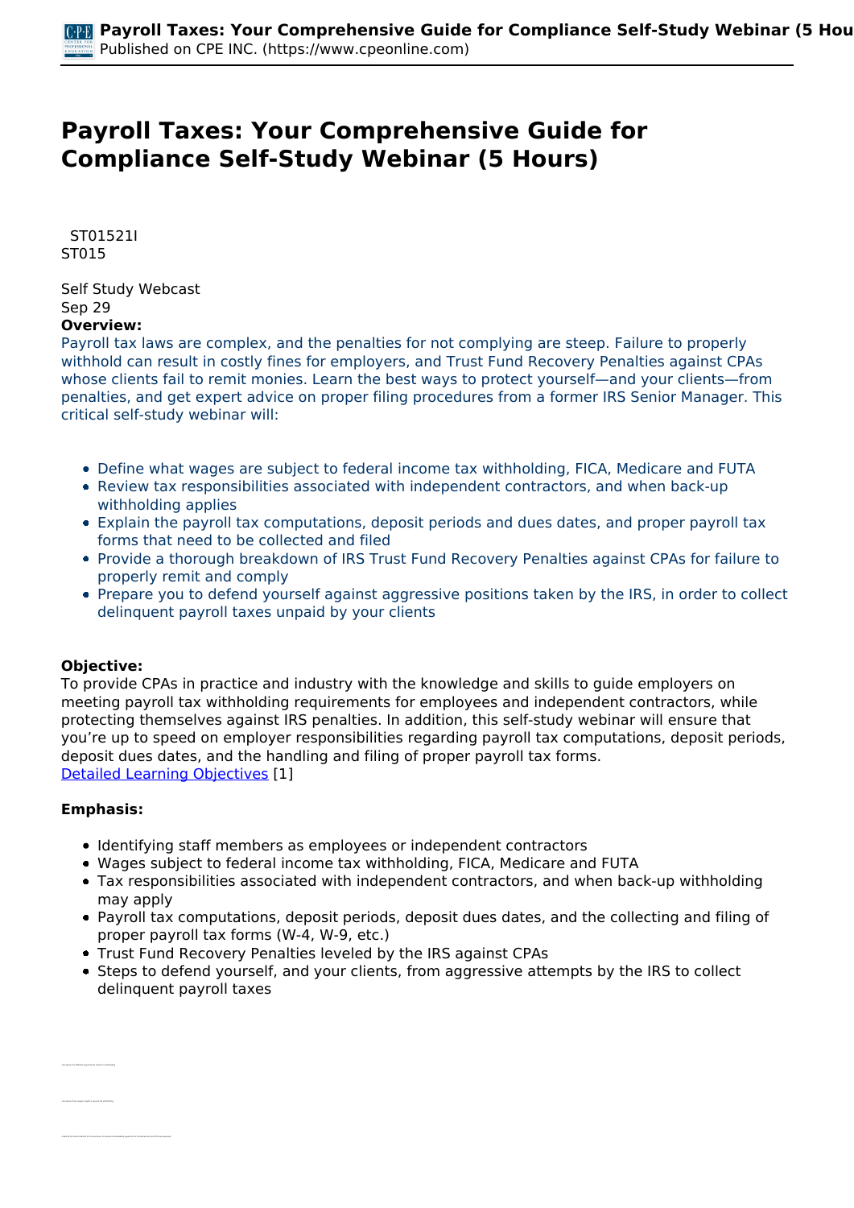# Payroll Taxes: Your Comprehensive Guide for Compliance Self-Study Webinar (5 Hours)

ST01521I
ST015

Self Study Webcast
Sep 29

**Overview:**

Payroll tax laws are complex, and the penalties for not complying are steep. Failure to properly withhold can result in costly fines for employers, and Trust Fund Recovery Penalties against CPAs whose clients fail to remit monies. Learn the best ways to protect yourself—and your clients—from penalties, and get expert advice on proper filing procedures from a former IRS Senior Manager. This critical self-study webinar will:

- Define what wages are subject to federal income tax withholding, FICA, Medicare and FUTA
- Review tax responsibilities associated with independent contractors, and when back-up withholding applies
- Explain the payroll tax computations, deposit periods and dues dates, and proper payroll tax forms that need to be collected and filed
- Provide a thorough breakdown of IRS Trust Fund Recovery Penalties against CPAs for failure to properly remit and comply
- Prepare you to defend yourself against aggressive positions taken by the IRS, in order to collect delinquent payroll taxes unpaid by your clients

**Objective:**

To provide CPAs in practice and industry with the knowledge and skills to guide employers on meeting payroll tax withholding requirements for employees and independent contractors, while protecting themselves against IRS penalties. In addition, this self-study webinar will ensure that you're up to speed on employer responsibilities regarding payroll tax computations, deposit periods, deposit dues dates, and the handling and filing of proper payroll tax forms.
Detailed Learning Objectives [1]

**Emphasis:**

- Identifying staff members as employees or independent contractors
- Wages subject to federal income tax withholding, FICA, Medicare and FUTA
- Tax responsibilities associated with independent contractors, and when back-up withholding may apply
- Payroll tax computations, deposit periods, deposit dues dates, and the collecting and filing of proper payroll tax forms (W-4, W-9, etc.)
- Trust Fund Recovery Penalties leveled by the IRS against CPAs
- Steps to defend yourself, and your clients, from aggressive attempts by the IRS to collect delinquent payroll taxes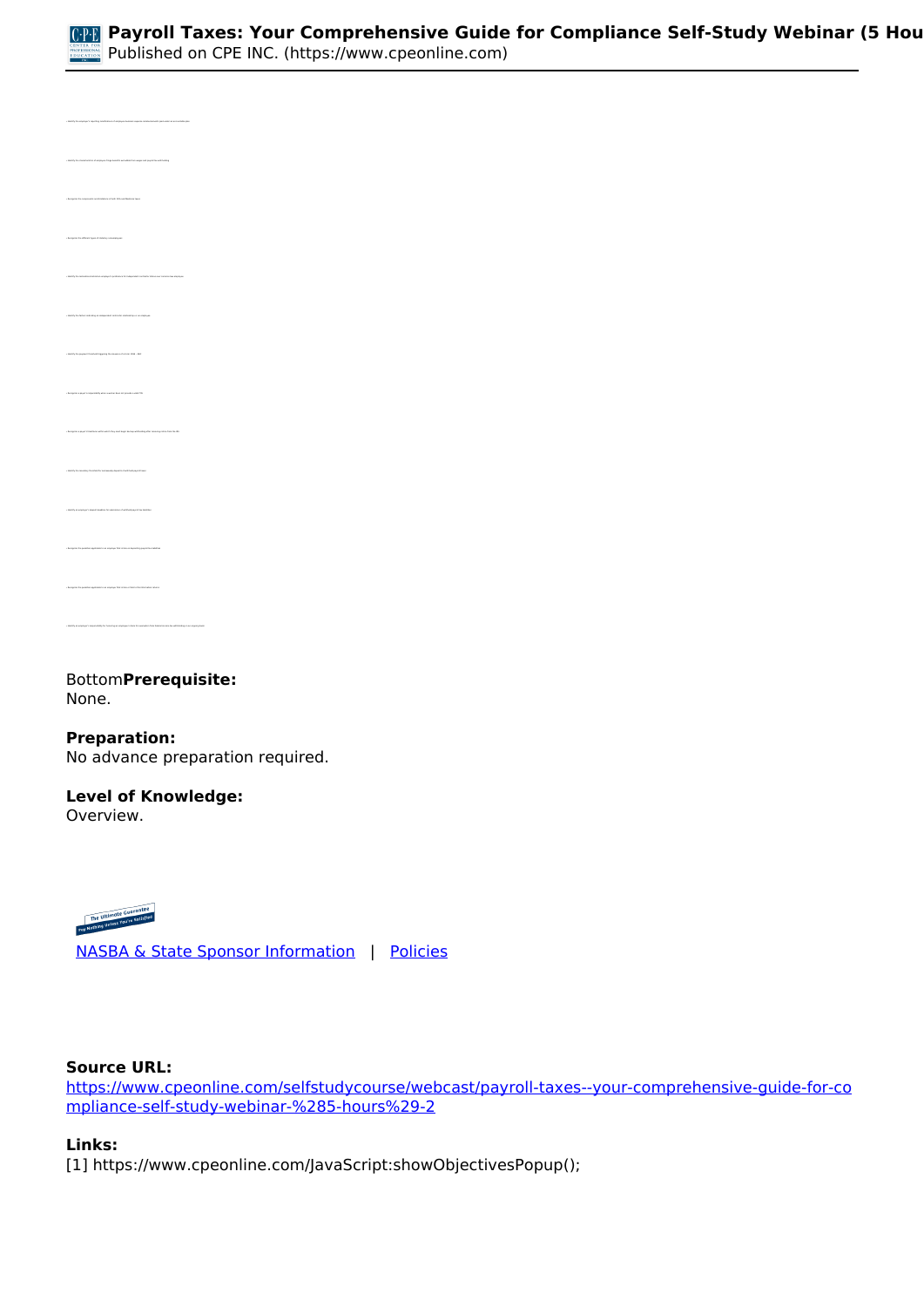BottomPrerequisite:
None.

**Preparation:**
No advance preparation required.

**Level of Knowledge:**
Overview.

[NASBA & State Sponsor Information](#) | [Policies](#)

**Source URL:**
https://www.cpeonline.com/selfstudycourse/webcast/payroll-taxes--your-comprehensive-guide-for-compliance-self-study-webinar-%285-hours%29-2

**Links:**
[1] https://www.cpeonline.com/JavaScript:showObjectivesPopup();